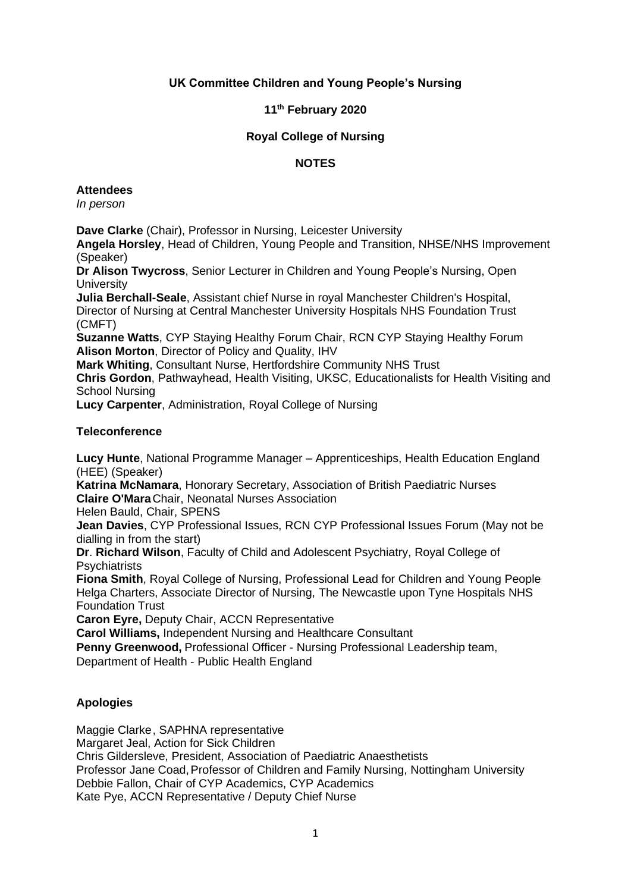**UK Committee Children and Young People's Nursing**

**11th February 2020**

**Royal College of Nursing**

**NOTES**

**Attendees**
*In person*

**Dave Clarke** (Chair), Professor in Nursing, Leicester University
**Angela Horsley**, Head of Children, Young People and Transition, NHSE/NHS Improvement (Speaker)
**Dr Alison Twycross**, Senior Lecturer in Children and Young People's Nursing, Open University
**Julia Berchall-Seale**, Assistant chief Nurse in royal Manchester Children's Hospital, Director of Nursing at Central Manchester University Hospitals NHS Foundation Trust (CMFT)
**Suzanne Watts**, CYP Staying Healthy Forum Chair, RCN CYP Staying Healthy Forum
**Alison Morton**, Director of Policy and Quality, IHV
**Mark Whiting**, Consultant Nurse, Hertfordshire Community NHS Trust
**Chris Gordon**, Pathwayhead, Health Visiting, UKSC, Educationalists for Health Visiting and School Nursing
**Lucy Carpenter**, Administration, Royal College of Nursing

**Teleconference**

**Lucy Hunte**, National Programme Manager – Apprenticeships, Health Education England (HEE) (Speaker)
**Katrina McNamara**, Honorary Secretary, Association of British Paediatric Nurses
**Claire O'Mara** Chair, Neonatal Nurses Association
Helen Bauld, Chair, SPENS
**Jean Davies**, CYP Professional Issues, RCN CYP Professional Issues Forum (May not be dialling in from the start)
**Dr**. **Richard Wilson**, Faculty of Child and Adolescent Psychiatry, Royal College of Psychiatrists
**Fiona Smith**, Royal College of Nursing, Professional Lead for Children and Young People
Helga Charters, Associate Director of Nursing, The Newcastle upon Tyne Hospitals NHS Foundation Trust
**Caron Eyre,** Deputy Chair, ACCN Representative
**Carol Williams,** Independent Nursing and Healthcare Consultant
**Penny Greenwood,** Professional Officer - Nursing Professional Leadership team, Department of Health - Public Health England

**Apologies**

Maggie Clarke, SAPHNA representative
Margaret Jeal, Action for Sick Children
Chris Gildersleve, President, Association of Paediatric Anaesthetists
Professor Jane Coad, Professor of Children and Family Nursing, Nottingham University
Debbie Fallon, Chair of CYP Academics, CYP Academics
Kate Pye, ACCN Representative / Deputy Chief Nurse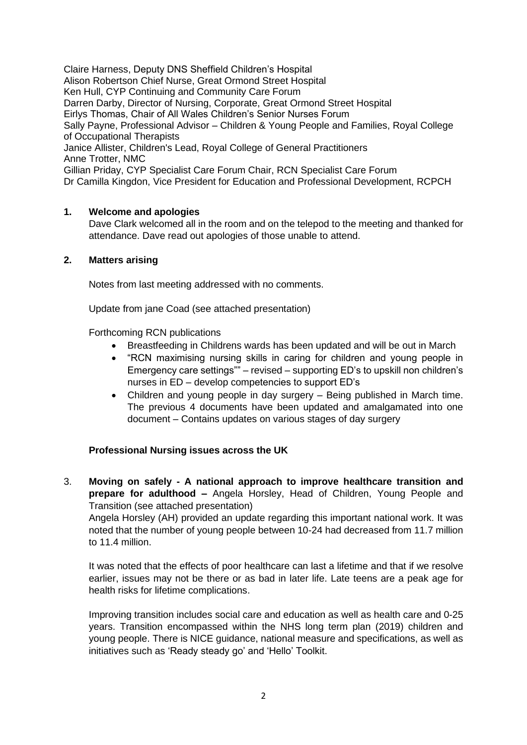Claire Harness, Deputy DNS Sheffield Children's Hospital
Alison Robertson Chief Nurse, Great Ormond Street Hospital
Ken Hull, CYP Continuing and Community Care Forum
Darren Darby, Director of Nursing, Corporate, Great Ormond Street Hospital
Eirlys Thomas, Chair of All Wales Children's Senior Nurses Forum
Sally Payne, Professional Advisor – Children & Young People and Families, Royal College of Occupational Therapists
Janice Allister, Children's Lead, Royal College of General Practitioners
Anne Trotter, NMC
Gillian Priday, CYP Specialist Care Forum Chair, RCN Specialist Care Forum
Dr Camilla Kingdon, Vice President for Education and Professional Development, RCPCH

**1. Welcome and apologies**

Dave Clark welcomed all in the room and on the telepod to the meeting and thanked for attendance. Dave read out apologies of those unable to attend.

**2. Matters arising**

Notes from last meeting addressed with no comments.

Update from jane Coad (see attached presentation)

Forthcoming RCN publications

- Breastfeeding in Childrens wards has been updated and will be out in March
- "RCN maximising nursing skills in caring for children and young people in Emergency care settings"" – revised – supporting ED's to upskill non children's nurses in ED – develop competencies to support ED's
- Children and young people in day surgery – Being published in March time. The previous 4 documents have been updated and amalgamated into one document – Contains updates on various stages of day surgery

**Professional Nursing issues across the UK**

3. **Moving on safely - A national approach to improve healthcare transition and prepare for adulthood –** Angela Horsley, Head of Children, Young People and Transition (see attached presentation)

Angela Horsley (AH) provided an update regarding this important national work. It was noted that the number of young people between 10-24 had decreased from 11.7 million to 11.4 million.

It was noted that the effects of poor healthcare can last a lifetime and that if we resolve earlier, issues may not be there or as bad in later life. Late teens are a peak age for health risks for lifetime complications.

Improving transition includes social care and education as well as health care and 0-25 years. Transition encompassed within the NHS long term plan (2019) children and young people. There is NICE guidance, national measure and specifications, as well as initiatives such as 'Ready steady go' and 'Hello' Toolkit.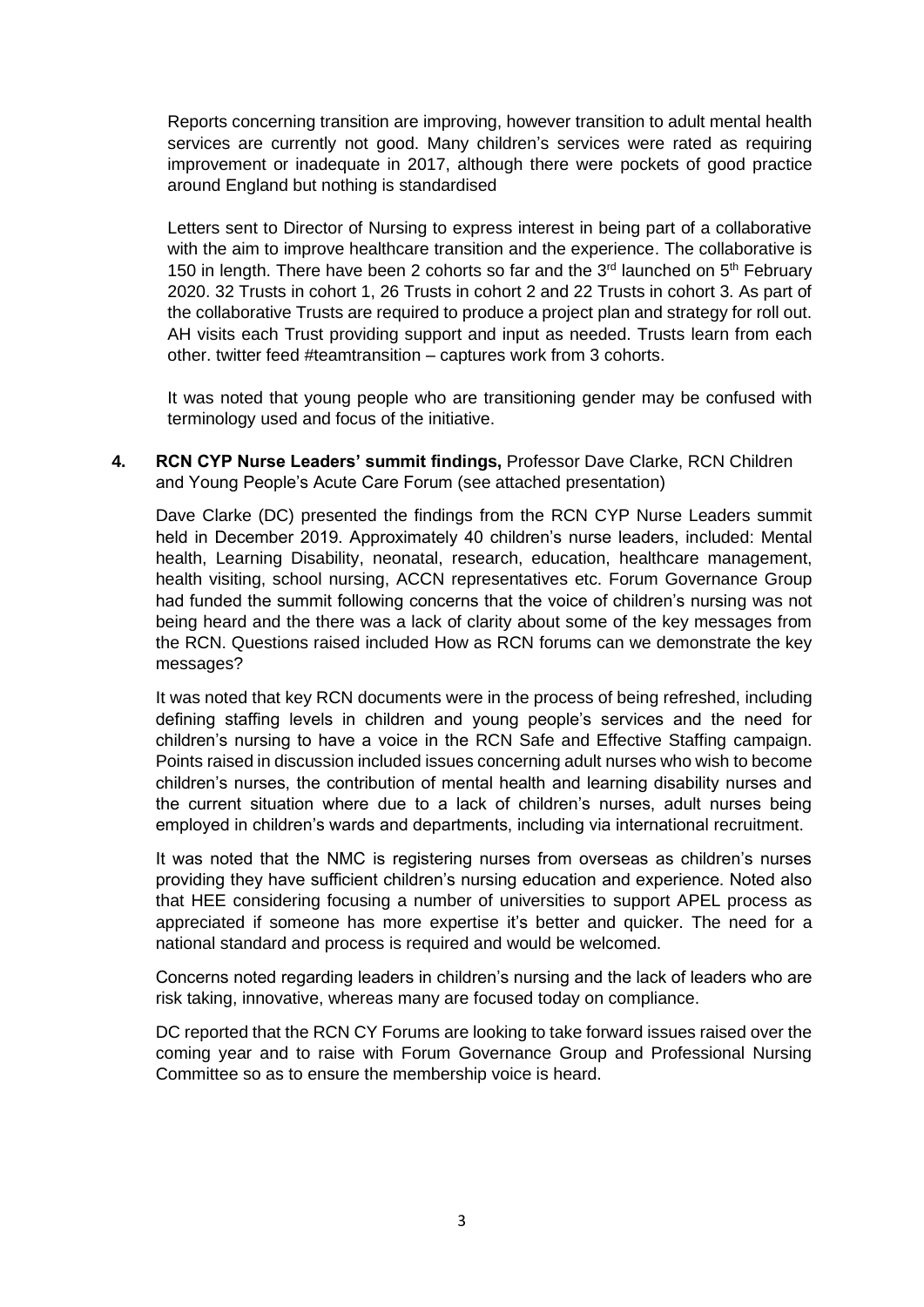Reports concerning transition are improving, however transition to adult mental health services are currently not good. Many children's services were rated as requiring improvement or inadequate in 2017, although there were pockets of good practice around England but nothing is standardised

Letters sent to Director of Nursing to express interest in being part of a collaborative with the aim to improve healthcare transition and the experience. The collaborative is 150 in length. There have been 2 cohorts so far and the 3rd launched on 5th February 2020. 32 Trusts in cohort 1, 26 Trusts in cohort 2 and 22 Trusts in cohort 3. As part of the collaborative Trusts are required to produce a project plan and strategy for roll out. AH visits each Trust providing support and input as needed. Trusts learn from each other. twitter feed #teamtransition – captures work from 3 cohorts.

It was noted that young people who are transitioning gender may be confused with terminology used and focus of the initiative.

**4. RCN CYP Nurse Leaders' summit findings,** Professor Dave Clarke, RCN Children and Young People's Acute Care Forum (see attached presentation)

Dave Clarke (DC) presented the findings from the RCN CYP Nurse Leaders summit held in December 2019. Approximately 40 children's nurse leaders, included: Mental health, Learning Disability, neonatal, research, education, healthcare management, health visiting, school nursing, ACCN representatives etc. Forum Governance Group had funded the summit following concerns that the voice of children's nursing was not being heard and the there was a lack of clarity about some of the key messages from the RCN. Questions raised included How as RCN forums can we demonstrate the key messages?

It was noted that key RCN documents were in the process of being refreshed, including defining staffing levels in children and young people's services and the need for children's nursing to have a voice in the RCN Safe and Effective Staffing campaign. Points raised in discussion included issues concerning adult nurses who wish to become children's nurses, the contribution of mental health and learning disability nurses and the current situation where due to a lack of children's nurses, adult nurses being employed in children's wards and departments, including via international recruitment.

It was noted that the NMC is registering nurses from overseas as children's nurses providing they have sufficient children's nursing education and experience. Noted also that HEE considering focusing a number of universities to support APEL process as appreciated if someone has more expertise it's better and quicker. The need for a national standard and process is required and would be welcomed.

Concerns noted regarding leaders in children's nursing and the lack of leaders who are risk taking, innovative, whereas many are focused today on compliance.

DC reported that the RCN CY Forums are looking to take forward issues raised over the coming year and to raise with Forum Governance Group and Professional Nursing Committee so as to ensure the membership voice is heard.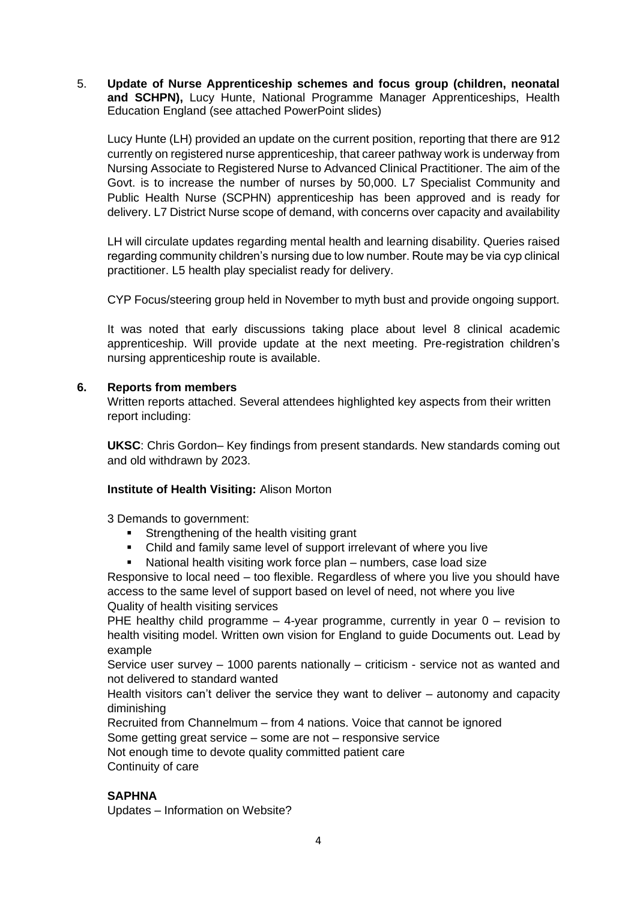5. **Update of Nurse Apprenticeship schemes and focus group (children, neonatal and SCHPN),** Lucy Hunte, National Programme Manager Apprenticeships, Health Education England (see attached PowerPoint slides)

   Lucy Hunte (LH) provided an update on the current position, reporting that there are 912 currently on registered nurse apprenticeship, that career pathway work is underway from Nursing Associate to Registered Nurse to Advanced Clinical Practitioner. The aim of the Govt. is to increase the number of nurses by 50,000. L7 Specialist Community and Public Health Nurse (SCPHN) apprenticeship has been approved and is ready for delivery. L7 District Nurse scope of demand, with concerns over capacity and availability

   LH will circulate updates regarding mental health and learning disability. Queries raised regarding community children's nursing due to low number. Route may be via cyp clinical practitioner. L5 health play specialist ready for delivery.

   CYP Focus/steering group held in November to myth bust and provide ongoing support.

   It was noted that early discussions taking place about level 8 clinical academic apprenticeship. Will provide update at the next meeting. Pre-registration children's nursing apprenticeship route is available.

**6. Reports from members**

Written reports attached. Several attendees highlighted key aspects from their written report including:

**UKSC**: Chris Gordon– Key findings from present standards. New standards coming out and old withdrawn by 2023.

**Institute of Health Visiting:** Alison Morton

3 Demands to government:

- Strengthening of the health visiting grant
- Child and family same level of support irrelevant of where you live
- National health visiting work force plan – numbers, case load size

Responsive to local need – too flexible. Regardless of where you live you should have access to the same level of support based on level of need, not where you live

Quality of health visiting services

PHE healthy child programme – 4-year programme, currently in year 0 – revision to health visiting model. Written own vision for England to guide Documents out. Lead by example

Service user survey – 1000 parents nationally – criticism - service not as wanted and not delivered to standard wanted

Health visitors can't deliver the service they want to deliver – autonomy and capacity diminishing

Recruited from Channelmum – from 4 nations. Voice that cannot be ignored

Some getting great service – some are not – responsive service

Not enough time to devote quality committed patient care

Continuity of care

**SAPHNA**

Updates – Information on Website?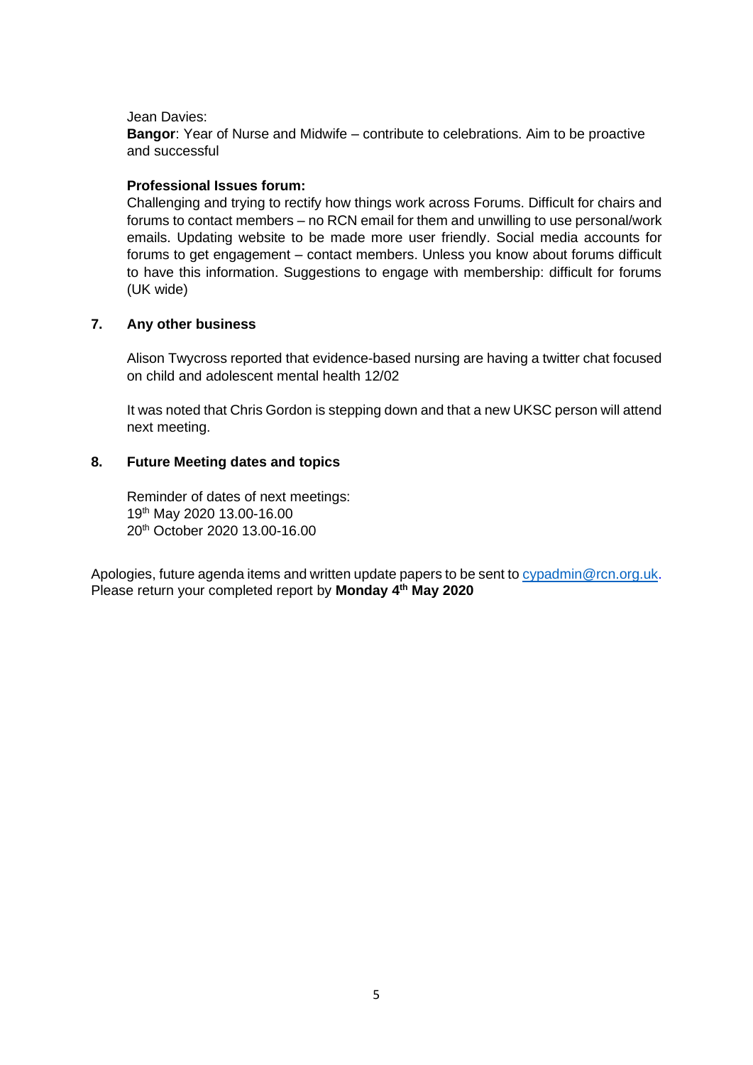Jean Davies:

**Bangor**: Year of Nurse and Midwife – contribute to celebrations. Aim to be proactive and successful

**Professional Issues forum:**

Challenging and trying to rectify how things work across Forums. Difficult for chairs and forums to contact members – no RCN email for them and unwilling to use personal/work emails. Updating website to be made more user friendly. Social media accounts for forums to get engagement – contact members. Unless you know about forums difficult to have this information. Suggestions to engage with membership: difficult for forums (UK wide)

## 7. Any other business

Alison Twycross reported that evidence-based nursing are having a twitter chat focused on child and adolescent mental health 12/02

It was noted that Chris Gordon is stepping down and that a new UKSC person will attend next meeting.

## 8. Future Meeting dates and topics

Reminder of dates of next meetings:
19th May 2020 13.00-16.00
20th October 2020 13.00-16.00

Apologies, future agenda items and written update papers to be sent to cypadmin@rcn.org.uk. Please return your completed report by **Monday 4th May 2020**